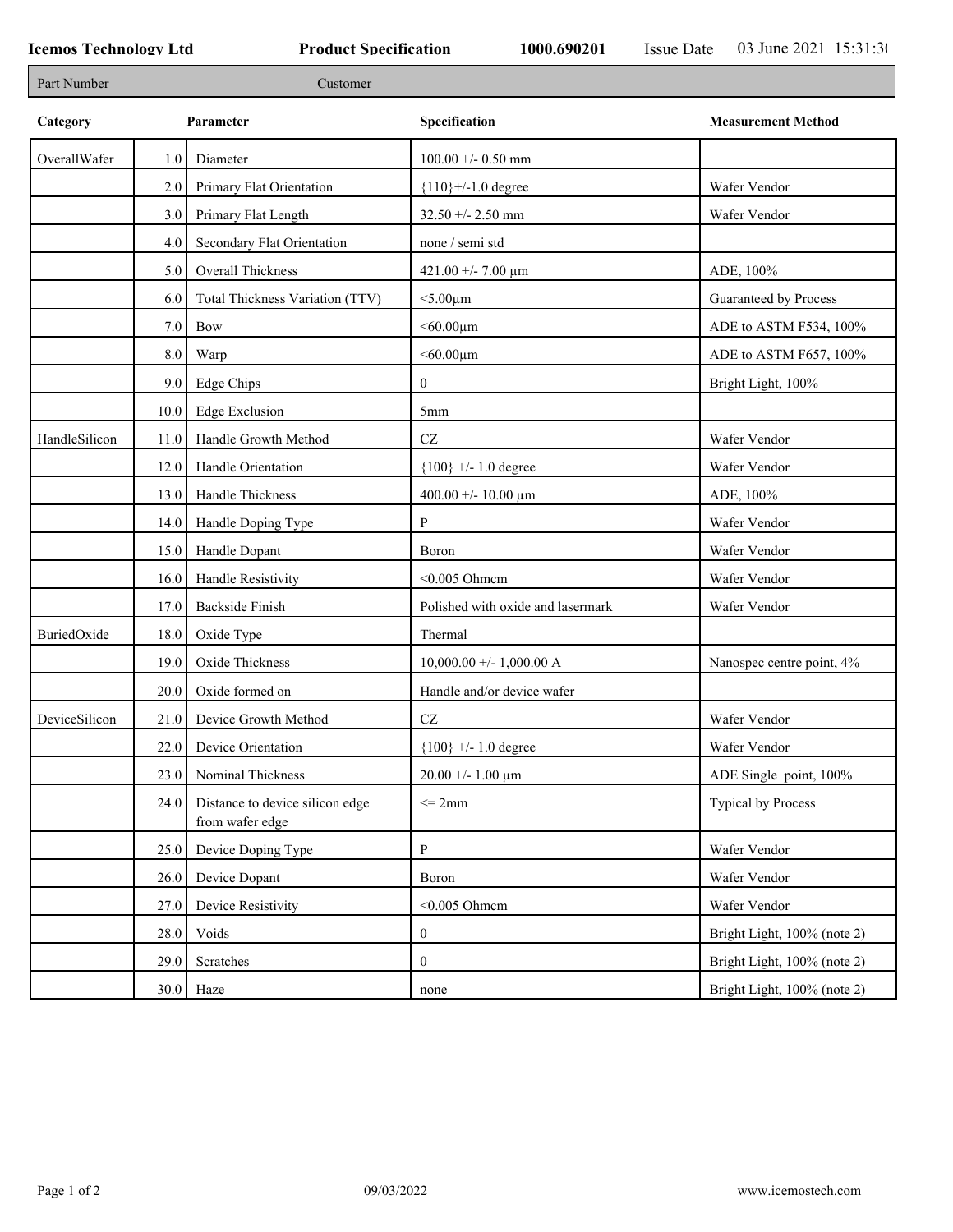**Icemos Technology Ltd** **Product Specification** **1000.690201** Issue Date 03 June 2021 15:31:30

| Part Number | Customer |
|---|---|

| Category | | Parameter | Specification | Measurement Method |
|---|---|---|---|---|
| OverallWafer | 1.0 | Diameter | 100.00 +/- 0.50 mm | |
| | 2.0 | Primary Flat Orientation | {110}+/-1.0 degree | Wafer Vendor |
| | 3.0 | Primary Flat Length | 32.50 +/- 2.50 mm | Wafer Vendor |
| | 4.0 | Secondary Flat Orientation | none / semi std | |
| | 5.0 | Overall Thickness | 421.00 +/- 7.00 µm | ADE, 100% |
| | 6.0 | Total Thickness Variation (TTV) | <5.00µm | Guaranteed by Process |
| | 7.0 | Bow | <60.00µm | ADE to ASTM F534, 100% |
| | 8.0 | Warp | <60.00µm | ADE to ASTM F657, 100% |
| | 9.0 | Edge Chips | 0 | Bright Light, 100% |
| | 10.0 | Edge Exclusion | 5mm | |
| HandleSilicon | 11.0 | Handle Growth Method | CZ | Wafer Vendor |
| | 12.0 | Handle Orientation | {100} +/- 1.0 degree | Wafer Vendor |
| | 13.0 | Handle Thickness | 400.00 +/- 10.00 µm | ADE, 100% |
| | 14.0 | Handle Doping Type | P | Wafer Vendor |
| | 15.0 | Handle Dopant | Boron | Wafer Vendor |
| | 16.0 | Handle Resistivity | <0.005 Ohmcm | Wafer Vendor |
| | 17.0 | Backside Finish | Polished with oxide and lasermark | Wafer Vendor |
| BuriedOxide | 18.0 | Oxide Type | Thermal | |
| | 19.0 | Oxide Thickness | 10,000.00 +/- 1,000.00 A | Nanospec centre point, 4% |
| | 20.0 | Oxide formed on | Handle and/or device wafer | |
| DeviceSilicon | 21.0 | Device Growth Method | CZ | Wafer Vendor |
| | 22.0 | Device Orientation | {100} +/- 1.0 degree | Wafer Vendor |
| | 23.0 | Nominal Thickness | 20.00 +/- 1.00 µm | ADE Single point, 100% |
| | 24.0 | Distance to device silicon edge from wafer edge | <= 2mm | Typical by Process |
| | 25.0 | Device Doping Type | P | Wafer Vendor |
| | 26.0 | Device Dopant | Boron | Wafer Vendor |
| | 27.0 | Device Resistivity | <0.005 Ohmcm | Wafer Vendor |
| | 28.0 | Voids | 0 | Bright Light, 100% (note 2) |
| | 29.0 | Scratches | 0 | Bright Light, 100% (note 2) |
| | 30.0 | Haze | none | Bright Light, 100% (note 2) |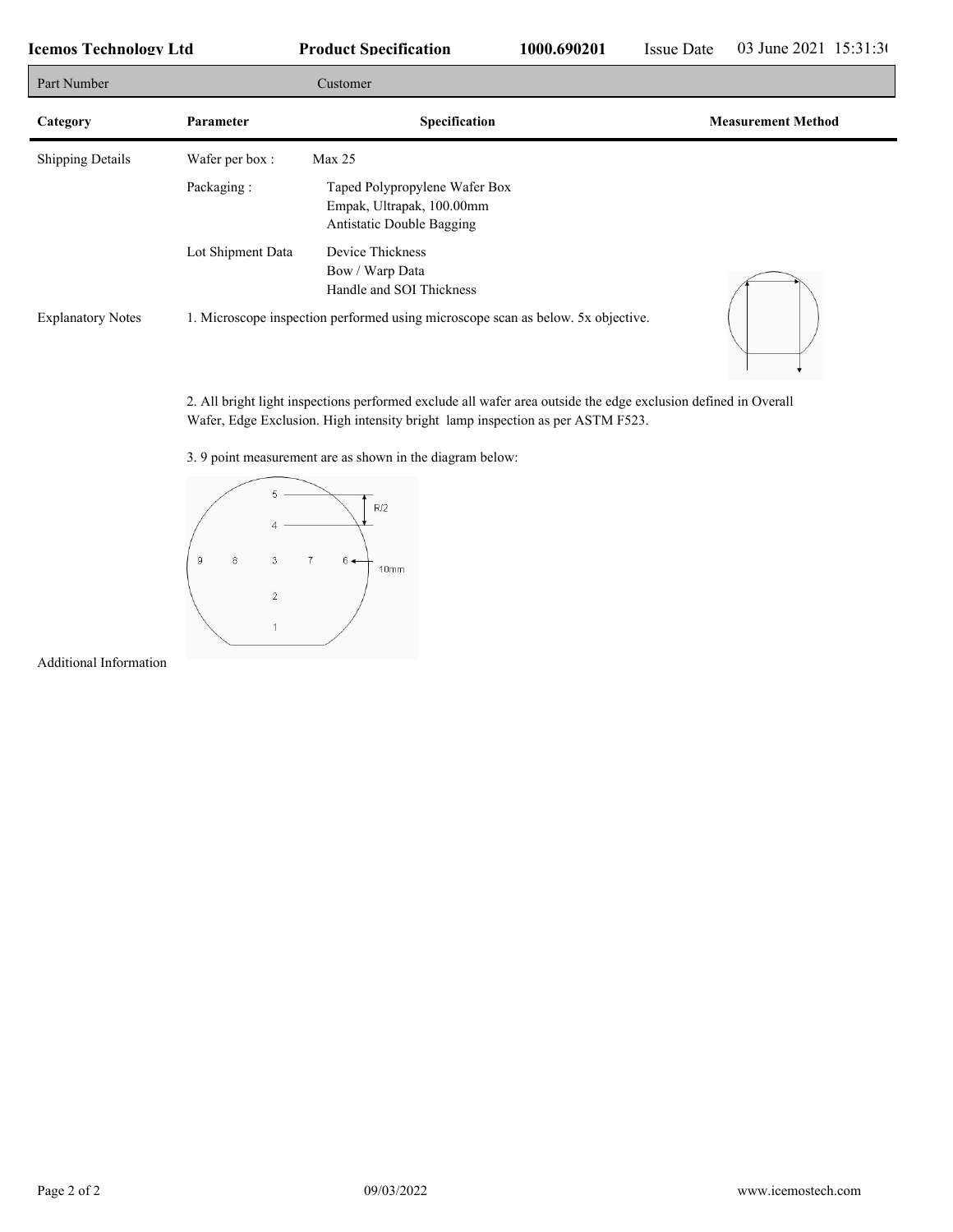| Category | Parameter | Specification | Measurement Method |
|---|---|---|---|
| Shipping Details | Wafer per box : | Max 25 | |
| | Packaging : | Taped Polypropylene Wafer Box<br>Empak, Ultrapak, 100.00mm<br>Antistatic Double Bagging | |
| | Lot Shipment Data | Device Thickness<br>Bow / Warp Data<br>Handle and SOI Thickness | |
| Explanatory Notes | 1. Microscope inspection performed using microscope scan as below. 5x objective. | | |

2. All bright light inspections performed exclude all wafer area outside the edge exclusion defined in Overall Wafer, Edge Exclusion. High intensity bright lamp inspection as per ASTM F523.

3. 9 point measurement are as shown in the diagram below:

5
4
R/2
9 8 3 7 6
10mm
2
1

Additional Information